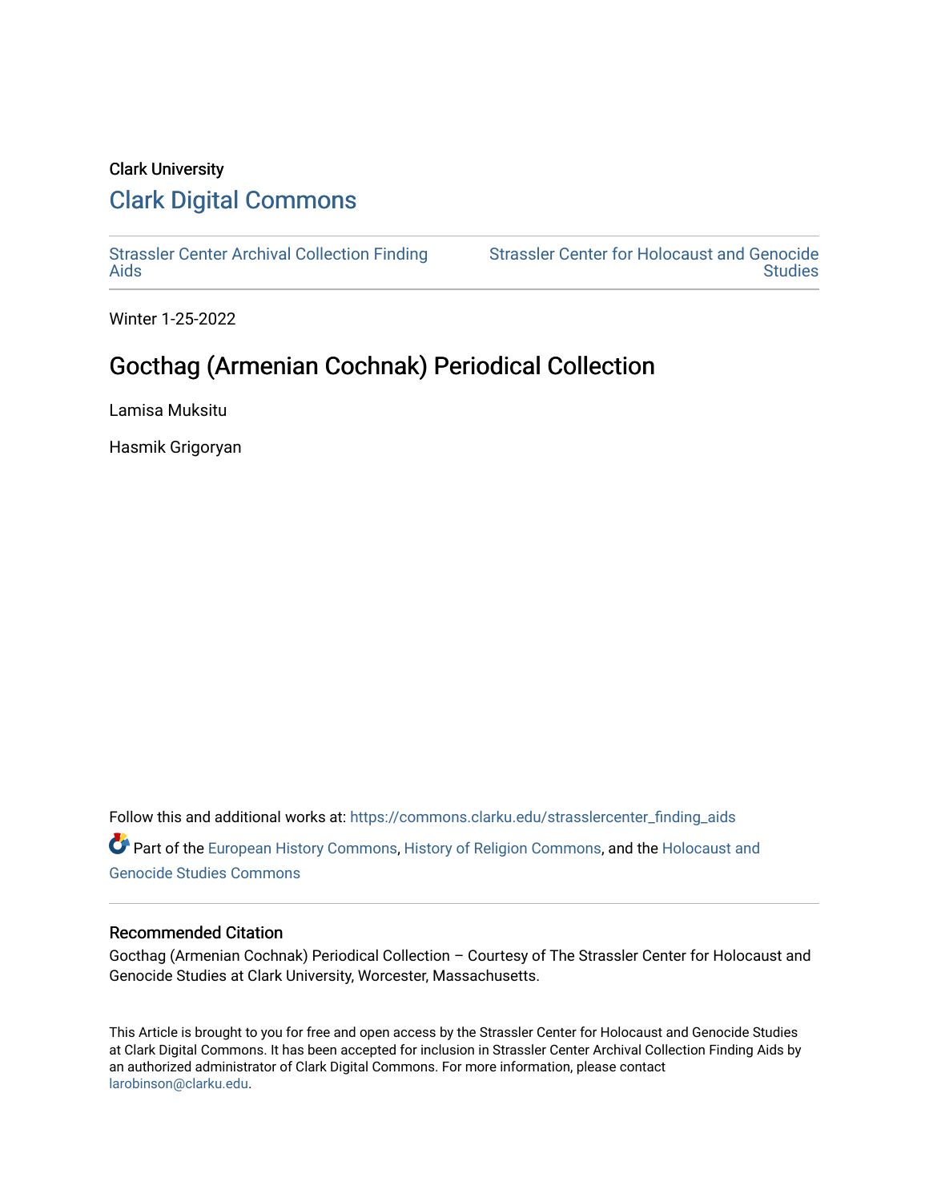Clark University

# Clark Digital Commons

Strassler Center Archival Collection Finding Aids

Strassler Center for Holocaust and Genocide Studies

Winter 1-25-2022

## Gocthag (Armenian Cochnak) Periodical Collection

Lamisa Muksitu

Hasmik Grigoryan

Follow this and additional works at: https://commons.clarku.edu/strasslercenter_finding_aids

Part of the European History Commons, History of Religion Commons, and the Holocaust and Genocide Studies Commons

### Recommended Citation

Gocthag (Armenian Cochnak) Periodical Collection – Courtesy of The Strassler Center for Holocaust and Genocide Studies at Clark University, Worcester, Massachusetts.

This Article is brought to you for free and open access by the Strassler Center for Holocaust and Genocide Studies at Clark Digital Commons. It has been accepted for inclusion in Strassler Center Archival Collection Finding Aids by an authorized administrator of Clark Digital Commons. For more information, please contact larobinson@clarku.edu.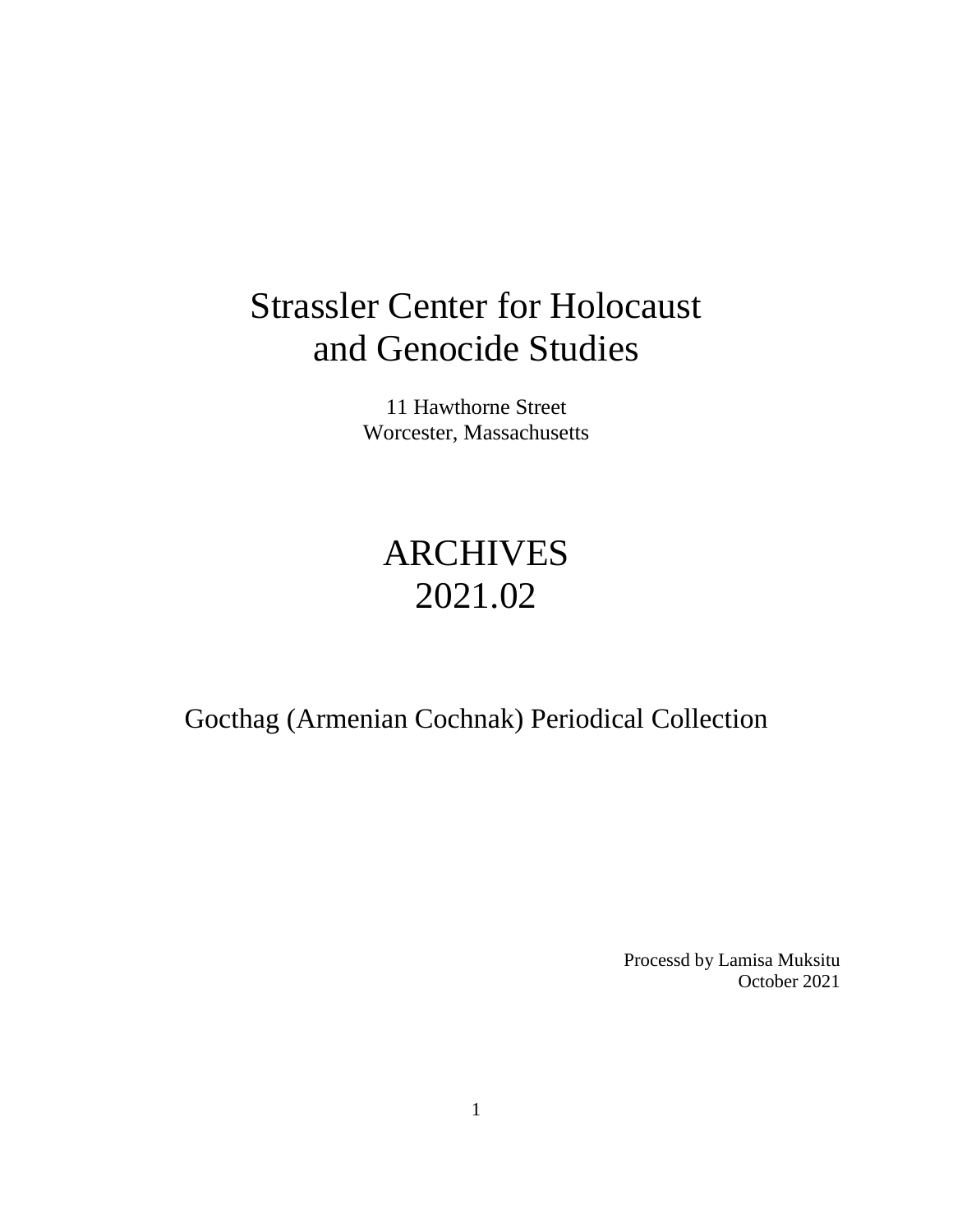# Strassler Center for Holocaust and Genocide Studies

11 Hawthorne Street
Worcester, Massachusetts

# ARCHIVES
# 2021.02

## Gocthag (Armenian Cochnak) Periodical Collection

Processd by Lamisa Muksitu
October 2021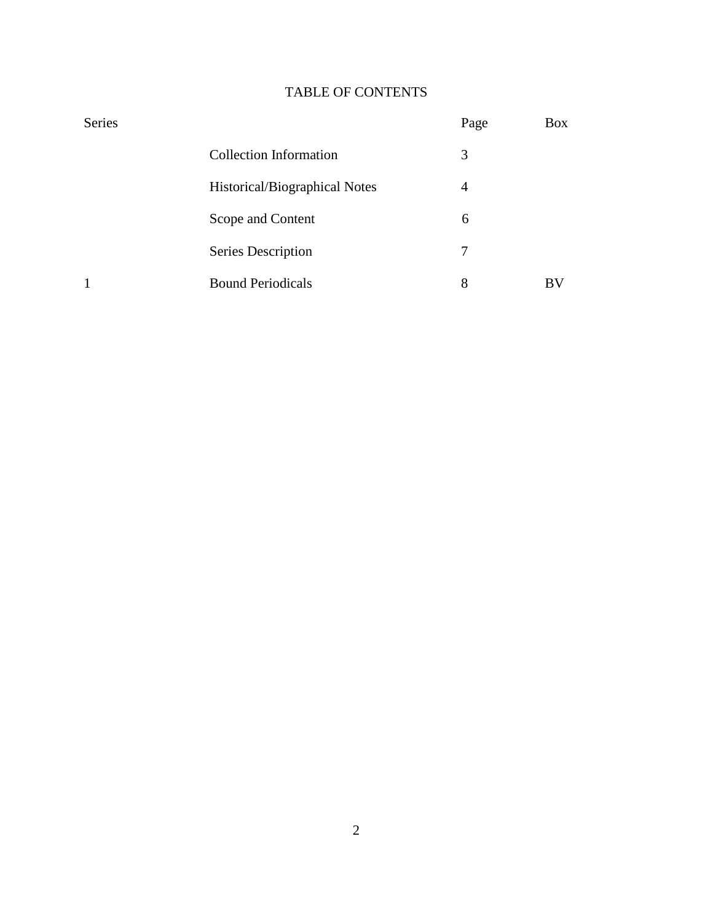# TABLE OF CONTENTS

| Series | | Page | Box |
|---|---|---|---|
| | Collection Information | 3 | |
| | Historical/Biographical Notes | 4 | |
| | Scope and Content | 6 | |
| | Series Description | 7 | |
| 1 | Bound Periodicals | 8 | BV |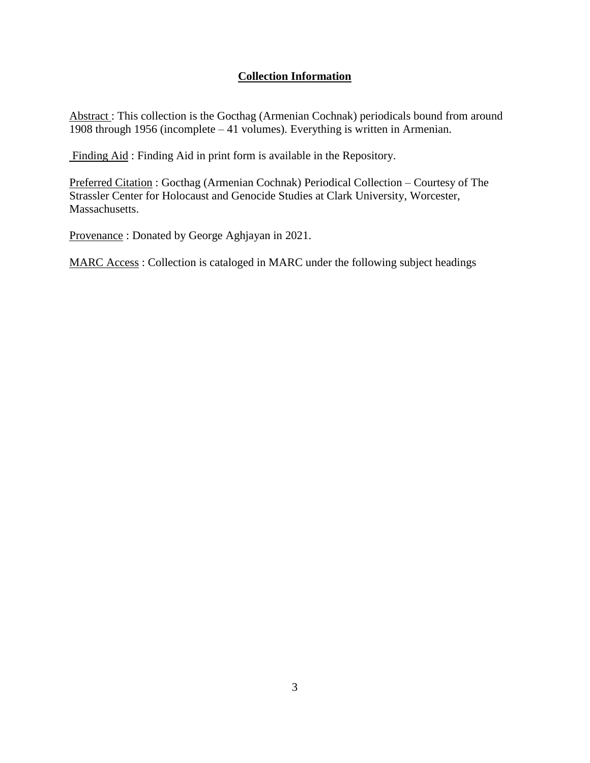## Collection Information

Abstract : This collection is the Gocthag (Armenian Cochnak) periodicals bound from around 1908 through 1956 (incomplete – 41 volumes). Everything is written in Armenian.

Finding Aid : Finding Aid in print form is available in the Repository.

Preferred Citation : Gocthag (Armenian Cochnak) Periodical Collection – Courtesy of The Strassler Center for Holocaust and Genocide Studies at Clark University, Worcester, Massachusetts.

Provenance : Donated by George Aghjayan in 2021.

MARC Access : Collection is cataloged in MARC under the following subject headings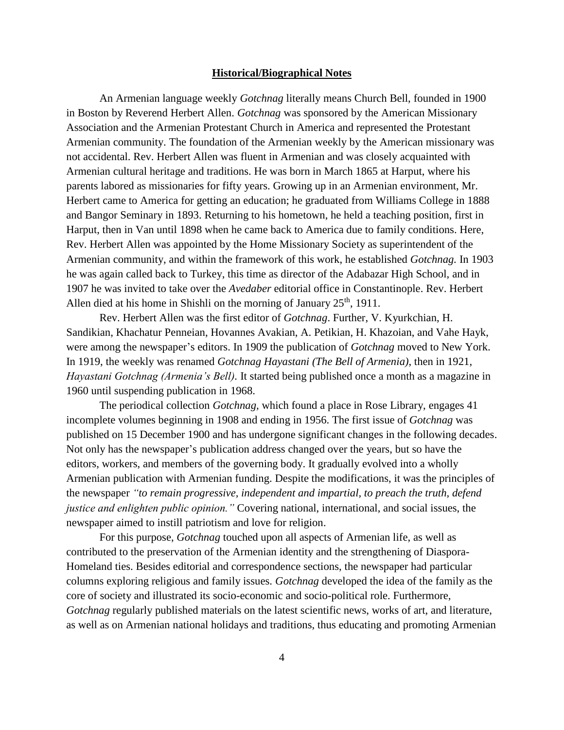## **Historical/Biographical Notes**

An Armenian language weekly *Gotchnag* literally means Church Bell, founded in 1900 in Boston by Reverend Herbert Allen. *Gotchnag* was sponsored by the American Missionary Association and the Armenian Protestant Church in America and represented the Protestant Armenian community. The foundation of the Armenian weekly by the American missionary was not accidental. Rev. Herbert Allen was fluent in Armenian and was closely acquainted with Armenian cultural heritage and traditions. He was born in March 1865 at Harput, where his parents labored as missionaries for fifty years. Growing up in an Armenian environment, Mr. Herbert came to America for getting an education; he graduated from Williams College in 1888 and Bangor Seminary in 1893. Returning to his hometown, he held a teaching position, first in Harput, then in Van until 1898 when he came back to America due to family conditions. Here, Rev. Herbert Allen was appointed by the Home Missionary Society as superintendent of the Armenian community, and within the framework of this work, he established *Gotchnag.* In 1903 he was again called back to Turkey, this time as director of the Adabazar High School, and in 1907 he was invited to take over the *Avedaber* editorial office in Constantinople. Rev. Herbert Allen died at his home in Shishli on the morning of January 25th, 1911.

Rev. Herbert Allen was the first editor of *Gotchnag*. Further, V. Kyurkchian, H. Sandikian, Khachatur Penneian, Hovannes Avakian, A. Petikian, H. Khazoian, and Vahe Hayk, were among the newspaper's editors. In 1909 the publication of *Gotchnag* moved to New York. In 1919, the weekly was renamed *Gotchnag Hayastani (The Bell of Armenia)*, then in 1921, *Hayastani Gotchnag (Armenia's Bell)*. It started being published once a month as a magazine in 1960 until suspending publication in 1968.

The periodical collection *Gotchnag*, which found a place in Rose Library, engages 41 incomplete volumes beginning in 1908 and ending in 1956. The first issue of *Gotchnag* was published on 15 December 1900 and has undergone significant changes in the following decades. Not only has the newspaper's publication address changed over the years, but so have the editors, workers, and members of the governing body. It gradually evolved into a wholly Armenian publication with Armenian funding. Despite the modifications, it was the principles of the newspaper *"to remain progressive, independent and impartial, to preach the truth, defend justice and enlighten public opinion."* Covering national, international, and social issues, the newspaper aimed to instill patriotism and love for religion.

For this purpose, *Gotchnag* touched upon all aspects of Armenian life, as well as contributed to the preservation of the Armenian identity and the strengthening of Diaspora-Homeland ties. Besides editorial and correspondence sections, the newspaper had particular columns exploring religious and family issues. *Gotchnag* developed the idea of the family as the core of society and illustrated its socio-economic and socio-political role. Furthermore, *Gotchnag* regularly published materials on the latest scientific news, works of art, and literature, as well as on Armenian national holidays and traditions, thus educating and promoting Armenian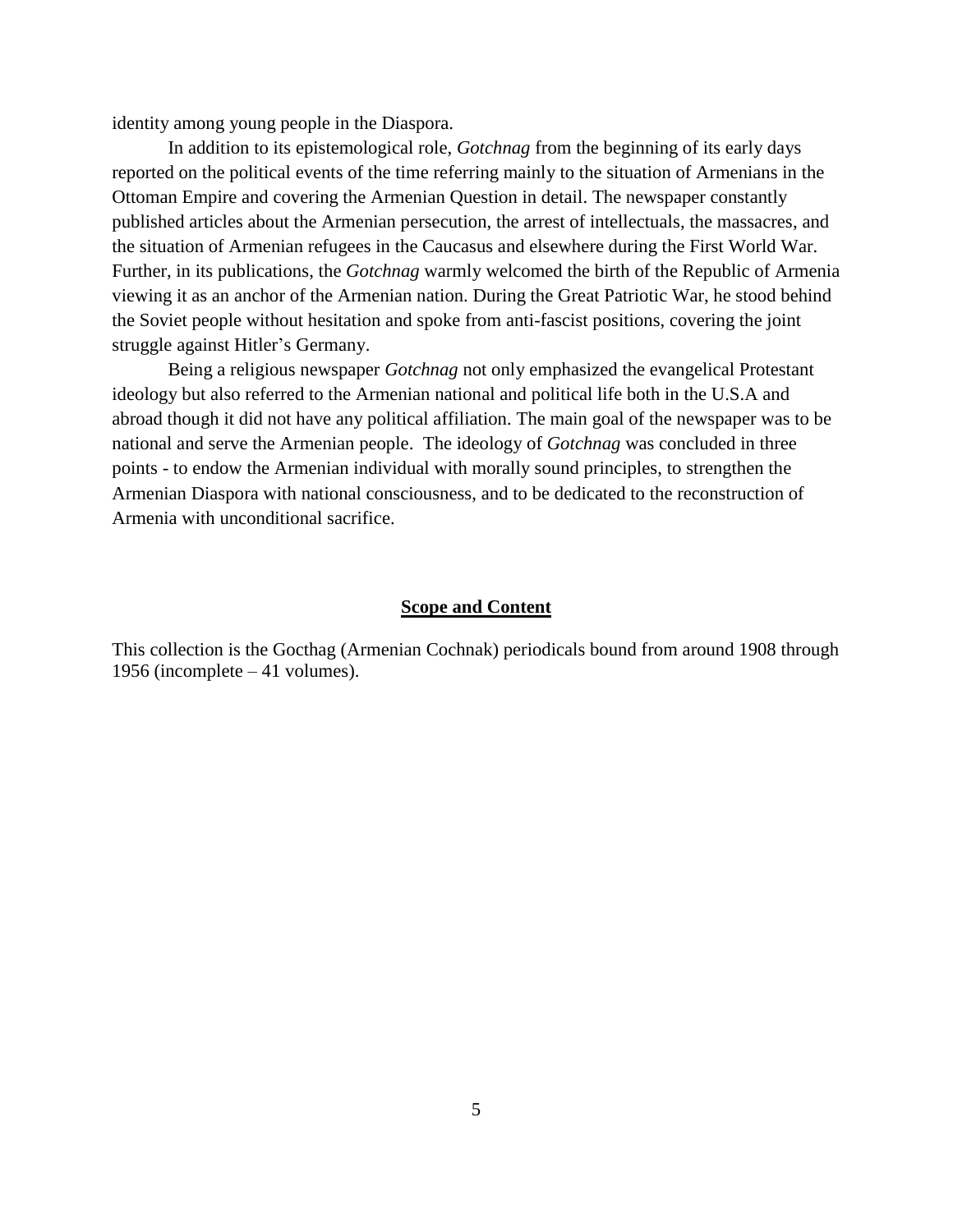identity among young people in the Diaspora.

In addition to its epistemological role, *Gotchnag* from the beginning of its early days reported on the political events of the time referring mainly to the situation of Armenians in the Ottoman Empire and covering the Armenian Question in detail. The newspaper constantly published articles about the Armenian persecution, the arrest of intellectuals, the massacres, and the situation of Armenian refugees in the Caucasus and elsewhere during the First World War. Further, in its publications, the *Gotchnag* warmly welcomed the birth of the Republic of Armenia viewing it as an anchor of the Armenian nation. During the Great Patriotic War, he stood behind the Soviet people without hesitation and spoke from anti-fascist positions, covering the joint struggle against Hitler's Germany.

Being a religious newspaper *Gotchnag* not only emphasized the evangelical Protestant ideology but also referred to the Armenian national and political life both in the U.S.A and abroad though it did not have any political affiliation. The main goal of the newspaper was to be national and serve the Armenian people. The ideology of *Gotchnag* was concluded in three points - to endow the Armenian individual with morally sound principles, to strengthen the Armenian Diaspora with national consciousness, and to be dedicated to the reconstruction of Armenia with unconditional sacrifice.

## Scope and Content

This collection is the Gocthag (Armenian Cochnak) periodicals bound from around 1908 through 1956 (incomplete – 41 volumes).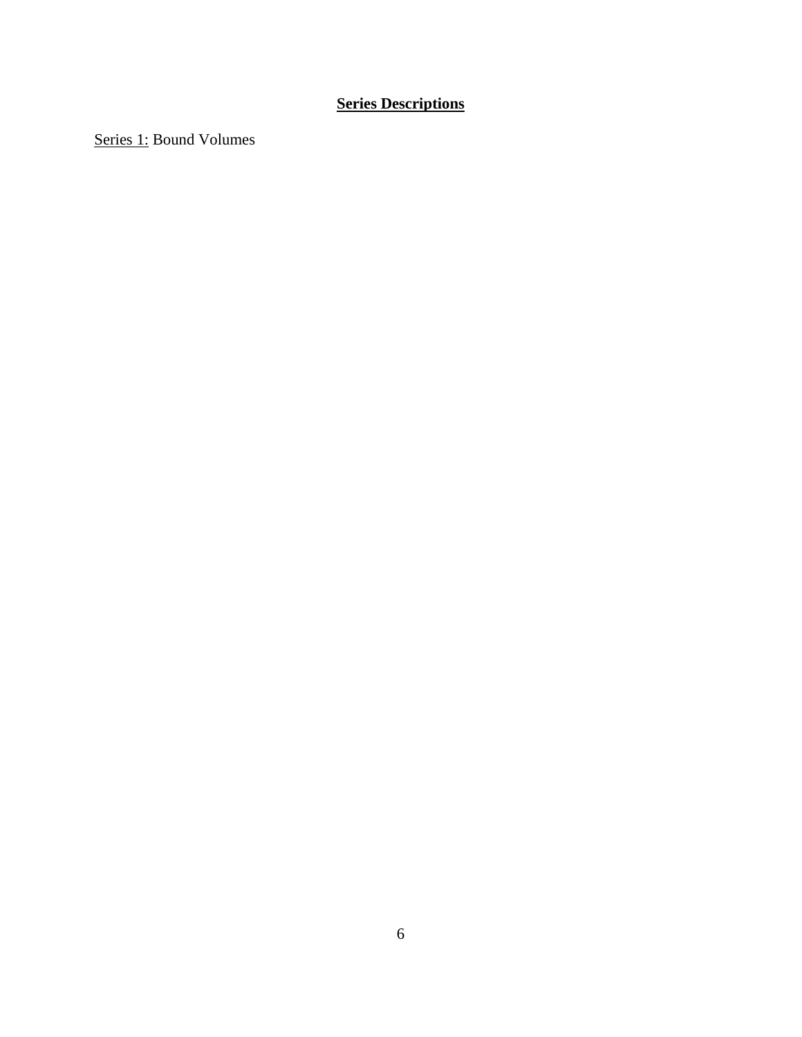## **Series Descriptions**

Series 1: Bound Volumes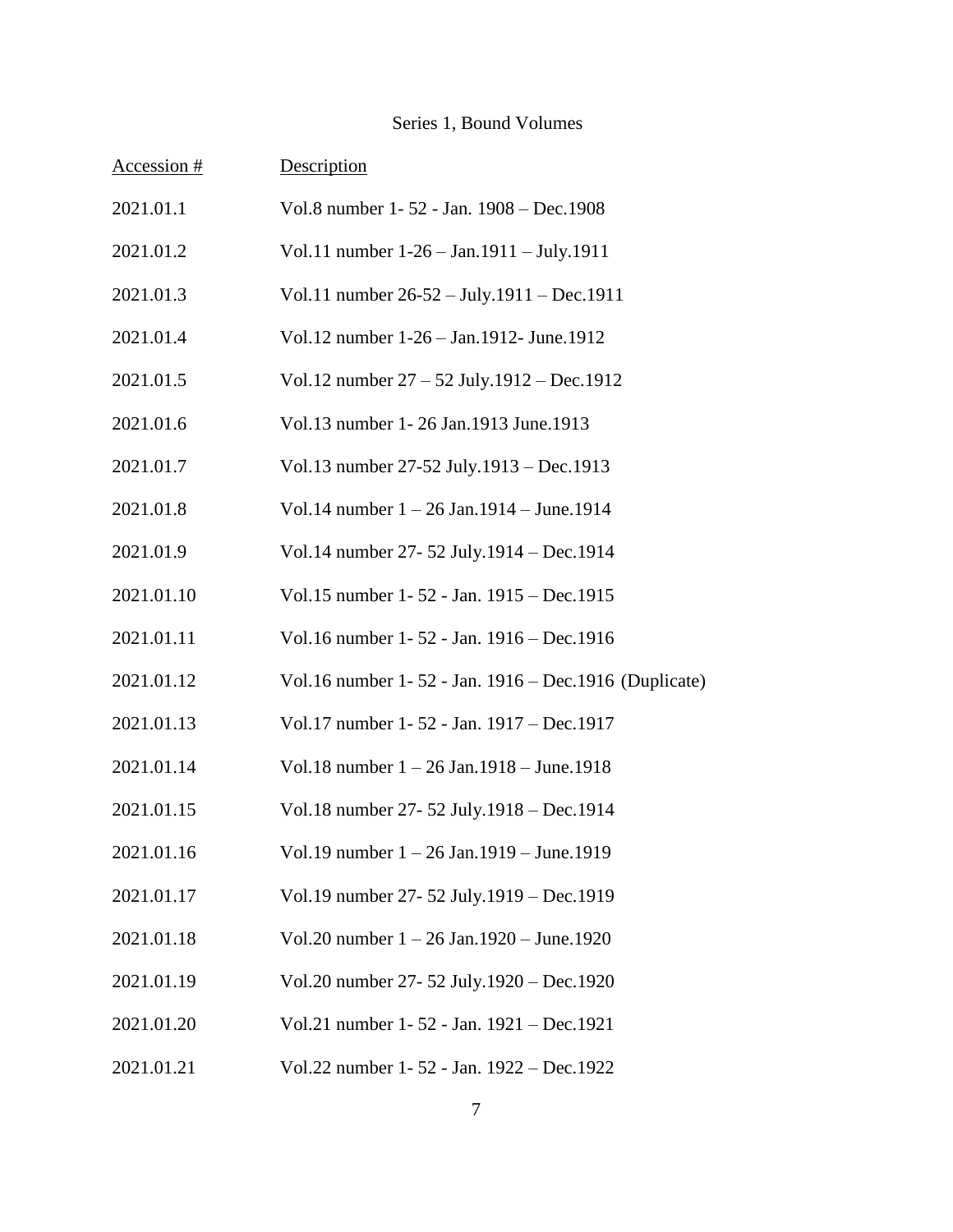Series 1, Bound Volumes

| Accession # | Description |
|---|---|
| 2021.01.1 | Vol.8 number 1- 52 - Jan. 1908 – Dec.1908 |
| 2021.01.2 | Vol.11 number 1-26 – Jan.1911 – July.1911 |
| 2021.01.3 | Vol.11 number 26-52 – July.1911 – Dec.1911 |
| 2021.01.4 | Vol.12 number 1-26 – Jan.1912- June.1912 |
| 2021.01.5 | Vol.12 number 27 – 52 July.1912 – Dec.1912 |
| 2021.01.6 | Vol.13 number 1- 26 Jan.1913 June.1913 |
| 2021.01.7 | Vol.13 number 27-52 July.1913 – Dec.1913 |
| 2021.01.8 | Vol.14 number 1 – 26 Jan.1914 – June.1914 |
| 2021.01.9 | Vol.14 number 27- 52 July.1914 – Dec.1914 |
| 2021.01.10 | Vol.15 number 1- 52 - Jan. 1915 – Dec.1915 |
| 2021.01.11 | Vol.16 number 1- 52 - Jan. 1916 – Dec.1916 |
| 2021.01.12 | Vol.16 number 1- 52 - Jan. 1916 – Dec.1916 (Duplicate) |
| 2021.01.13 | Vol.17 number 1- 52 - Jan. 1917 – Dec.1917 |
| 2021.01.14 | Vol.18 number 1 – 26 Jan.1918 – June.1918 |
| 2021.01.15 | Vol.18 number 27- 52 July.1918 – Dec.1914 |
| 2021.01.16 | Vol.19 number 1 – 26 Jan.1919 – June.1919 |
| 2021.01.17 | Vol.19 number 27- 52 July.1919 – Dec.1919 |
| 2021.01.18 | Vol.20 number 1 – 26 Jan.1920 – June.1920 |
| 2021.01.19 | Vol.20 number 27- 52 July.1920 – Dec.1920 |
| 2021.01.20 | Vol.21 number 1- 52 - Jan. 1921 – Dec.1921 |
| 2021.01.21 | Vol.22 number 1- 52 - Jan. 1922 – Dec.1922 |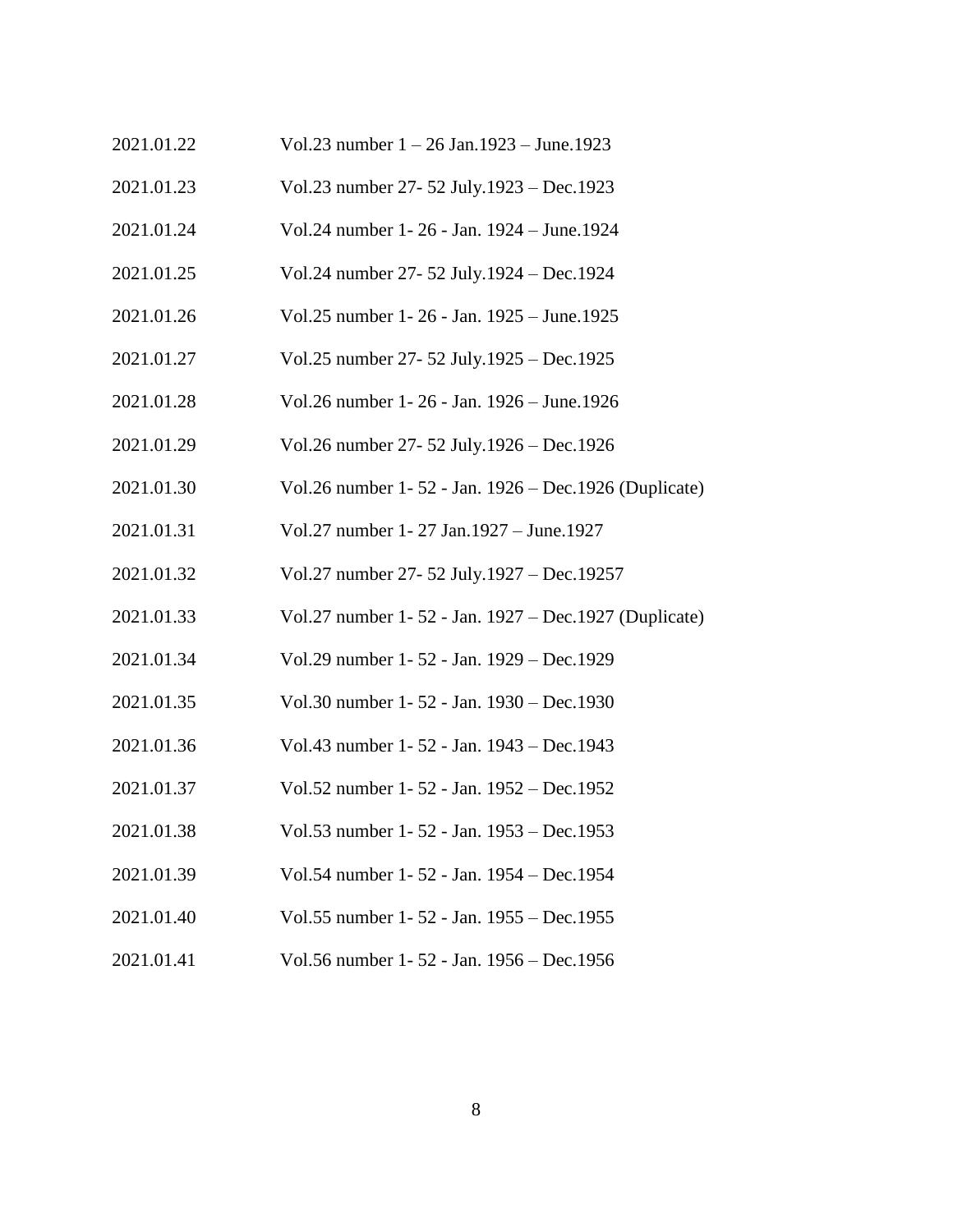| | |
|---|---|
| 2021.01.22 | Vol.23 number 1 – 26 Jan.1923 – June.1923 |
| 2021.01.23 | Vol.23 number 27- 52 July.1923 – Dec.1923 |
| 2021.01.24 | Vol.24 number 1- 26 - Jan. 1924 – June.1924 |
| 2021.01.25 | Vol.24 number 27- 52 July.1924 – Dec.1924 |
| 2021.01.26 | Vol.25 number 1- 26 - Jan. 1925 – June.1925 |
| 2021.01.27 | Vol.25 number 27- 52 July.1925 – Dec.1925 |
| 2021.01.28 | Vol.26 number 1- 26 - Jan. 1926 – June.1926 |
| 2021.01.29 | Vol.26 number 27- 52 July.1926 – Dec.1926 |
| 2021.01.30 | Vol.26 number 1- 52 - Jan. 1926 – Dec.1926 (Duplicate) |
| 2021.01.31 | Vol.27 number 1- 27 Jan.1927 – June.1927 |
| 2021.01.32 | Vol.27 number 27- 52 July.1927 – Dec.19257 |
| 2021.01.33 | Vol.27 number 1- 52 - Jan. 1927 – Dec.1927 (Duplicate) |
| 2021.01.34 | Vol.29 number 1- 52 - Jan. 1929 – Dec.1929 |
| 2021.01.35 | Vol.30 number 1- 52 - Jan. 1930 – Dec.1930 |
| 2021.01.36 | Vol.43 number 1- 52 - Jan. 1943 – Dec.1943 |
| 2021.01.37 | Vol.52 number 1- 52 - Jan. 1952 – Dec.1952 |
| 2021.01.38 | Vol.53 number 1- 52 - Jan. 1953 – Dec.1953 |
| 2021.01.39 | Vol.54 number 1- 52 - Jan. 1954 – Dec.1954 |
| 2021.01.40 | Vol.55 number 1- 52 - Jan. 1955 – Dec.1955 |
| 2021.01.41 | Vol.56 number 1- 52 - Jan. 1956 – Dec.1956 |